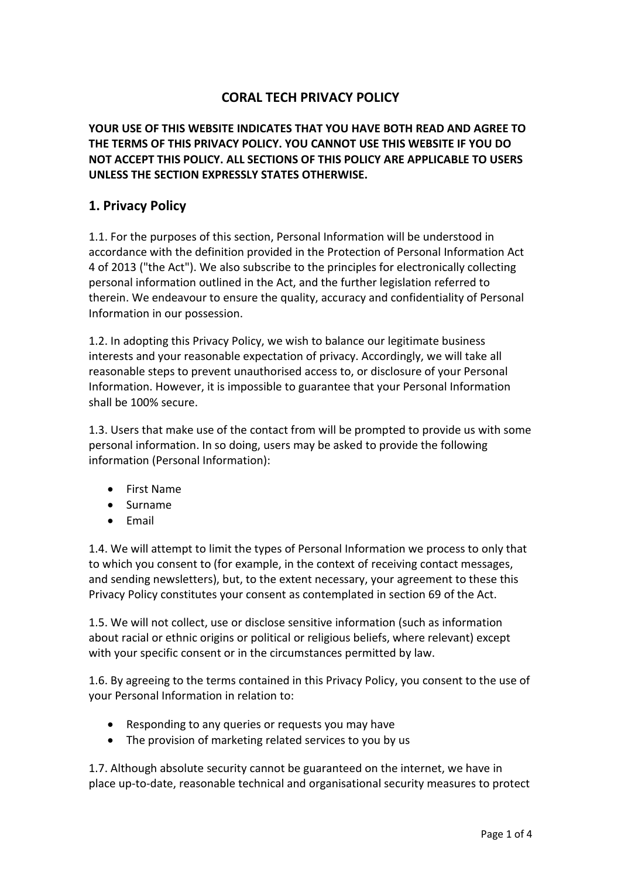# CORAL TECH PRIVACY POLICY

**YOUR USE OF THIS WEBSITE INDICATES THAT YOU HAVE BOTH READ AND AGREE TO THE TERMS OF THIS PRIVACY POLICY. YOU CANNOT USE THIS WEBSITE IF YOU DO NOT ACCEPT THIS POLICY. ALL SECTIONS OF THIS POLICY ARE APPLICABLE TO USERS UNLESS THE SECTION EXPRESSLY STATES OTHERWISE.**

## 1. Privacy Policy

1.1. For the purposes of this section, Personal Information will be understood in accordance with the definition provided in the Protection of Personal Information Act 4 of 2013 ("the Act"). We also subscribe to the principles for electronically collecting personal information outlined in the Act, and the further legislation referred to therein. We endeavour to ensure the quality, accuracy and confidentiality of Personal Information in our possession.

1.2. In adopting this Privacy Policy, we wish to balance our legitimate business interests and your reasonable expectation of privacy. Accordingly, we will take all reasonable steps to prevent unauthorised access to, or disclosure of your Personal Information. However, it is impossible to guarantee that your Personal Information shall be 100% secure.

1.3. Users that make use of the contact from will be prompted to provide us with some personal information. In so doing, users may be asked to provide the following information (Personal Information):

- First Name
- Surname
- Email

1.4. We will attempt to limit the types of Personal Information we process to only that to which you consent to (for example, in the context of receiving contact messages, and sending newsletters), but, to the extent necessary, your agreement to these this Privacy Policy constitutes your consent as contemplated in section 69 of the Act.

1.5. We will not collect, use or disclose sensitive information (such as information about racial or ethnic origins or political or religious beliefs, where relevant) except with your specific consent or in the circumstances permitted by law.

1.6. By agreeing to the terms contained in this Privacy Policy, you consent to the use of your Personal Information in relation to:

- Responding to any queries or requests you may have
- The provision of marketing related services to you by us

1.7. Although absolute security cannot be guaranteed on the internet, we have in place up-to-date, reasonable technical and organisational security measures to protect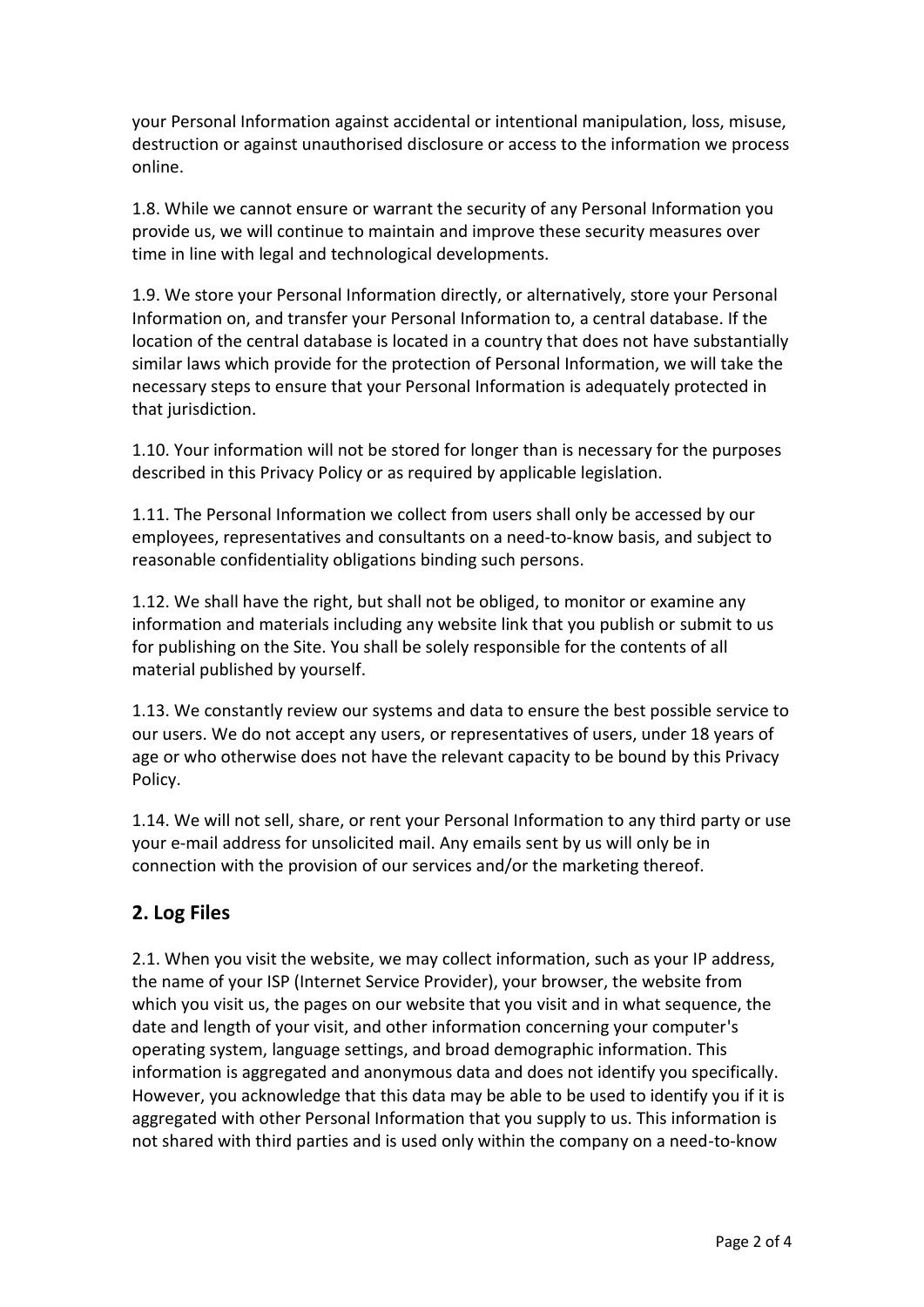your Personal Information against accidental or intentional manipulation, loss, misuse, destruction or against unauthorised disclosure or access to the information we process online.

1.8. While we cannot ensure or warrant the security of any Personal Information you provide us, we will continue to maintain and improve these security measures over time in line with legal and technological developments.

1.9. We store your Personal Information directly, or alternatively, store your Personal Information on, and transfer your Personal Information to, a central database. If the location of the central database is located in a country that does not have substantially similar laws which provide for the protection of Personal Information, we will take the necessary steps to ensure that your Personal Information is adequately protected in that jurisdiction.

1.10. Your information will not be stored for longer than is necessary for the purposes described in this Privacy Policy or as required by applicable legislation.

1.11. The Personal Information we collect from users shall only be accessed by our employees, representatives and consultants on a need-to-know basis, and subject to reasonable confidentiality obligations binding such persons.

1.12. We shall have the right, but shall not be obliged, to monitor or examine any information and materials including any website link that you publish or submit to us for publishing on the Site. You shall be solely responsible for the contents of all material published by yourself.

1.13. We constantly review our systems and data to ensure the best possible service to our users. We do not accept any users, or representatives of users, under 18 years of age or who otherwise does not have the relevant capacity to be bound by this Privacy Policy.

1.14. We will not sell, share, or rent your Personal Information to any third party or use your e-mail address for unsolicited mail. Any emails sent by us will only be in connection with the provision of our services and/or the marketing thereof.

## 2. Log Files

2.1. When you visit the website, we may collect information, such as your IP address, the name of your ISP (Internet Service Provider), your browser, the website from which you visit us, the pages on our website that you visit and in what sequence, the date and length of your visit, and other information concerning your computer's operating system, language settings, and broad demographic information. This information is aggregated and anonymous data and does not identify you specifically. However, you acknowledge that this data may be able to be used to identify you if it is aggregated with other Personal Information that you supply to us. This information is not shared with third parties and is used only within the company on a need-to-know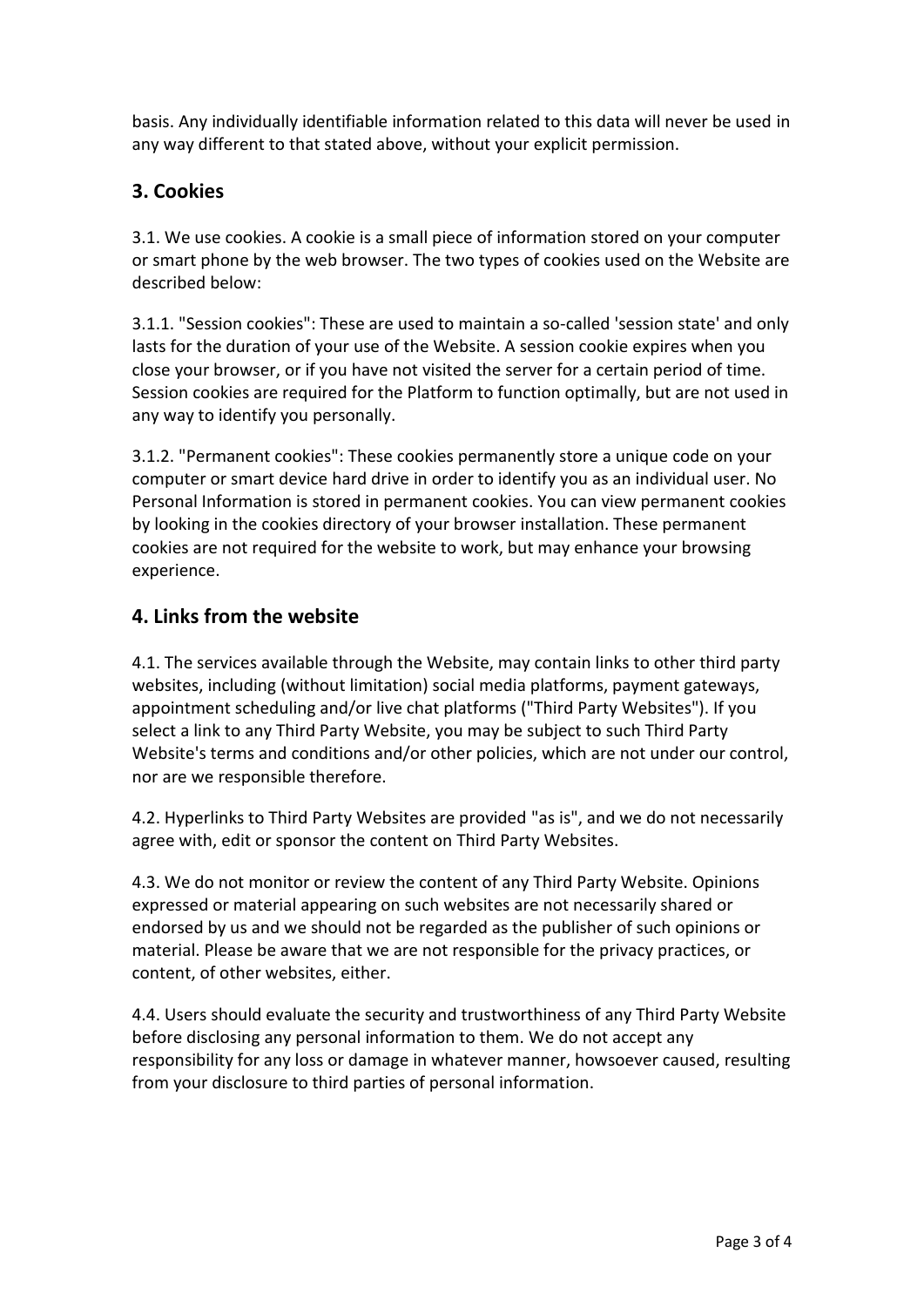basis. Any individually identifiable information related to this data will never be used in any way different to that stated above, without your explicit permission.

## 3. Cookies

3.1. We use cookies. A cookie is a small piece of information stored on your computer or smart phone by the web browser. The two types of cookies used on the Website are described below:

3.1.1. "Session cookies": These are used to maintain a so-called 'session state' and only lasts for the duration of your use of the Website. A session cookie expires when you close your browser, or if you have not visited the server for a certain period of time. Session cookies are required for the Platform to function optimally, but are not used in any way to identify you personally.

3.1.2. "Permanent cookies": These cookies permanently store a unique code on your computer or smart device hard drive in order to identify you as an individual user. No Personal Information is stored in permanent cookies. You can view permanent cookies by looking in the cookies directory of your browser installation. These permanent cookies are not required for the website to work, but may enhance your browsing experience.

## 4. Links from the website

4.1. The services available through the Website, may contain links to other third party websites, including (without limitation) social media platforms, payment gateways, appointment scheduling and/or live chat platforms ("Third Party Websites"). If you select a link to any Third Party Website, you may be subject to such Third Party Website's terms and conditions and/or other policies, which are not under our control, nor are we responsible therefore.

4.2. Hyperlinks to Third Party Websites are provided "as is", and we do not necessarily agree with, edit or sponsor the content on Third Party Websites.

4.3. We do not monitor or review the content of any Third Party Website. Opinions expressed or material appearing on such websites are not necessarily shared or endorsed by us and we should not be regarded as the publisher of such opinions or material. Please be aware that we are not responsible for the privacy practices, or content, of other websites, either.

4.4. Users should evaluate the security and trustworthiness of any Third Party Website before disclosing any personal information to them. We do not accept any responsibility for any loss or damage in whatever manner, howsoever caused, resulting from your disclosure to third parties of personal information.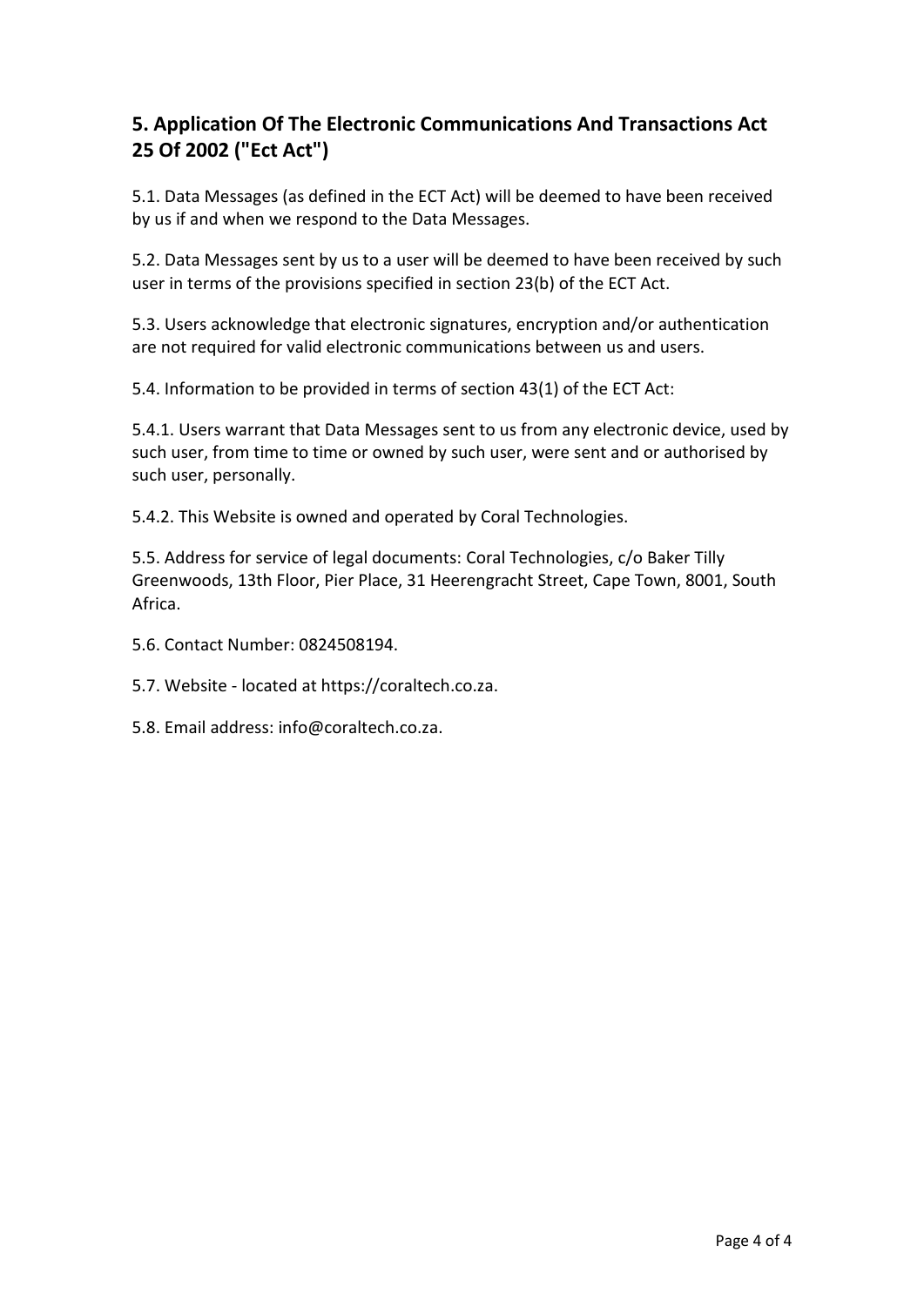## 5. Application Of The Electronic Communications And Transactions Act 25 Of 2002 ("Ect Act")

5.1. Data Messages (as defined in the ECT Act) will be deemed to have been received by us if and when we respond to the Data Messages.

5.2. Data Messages sent by us to a user will be deemed to have been received by such user in terms of the provisions specified in section 23(b) of the ECT Act.

5.3. Users acknowledge that electronic signatures, encryption and/or authentication are not required for valid electronic communications between us and users.

5.4. Information to be provided in terms of section 43(1) of the ECT Act:

5.4.1. Users warrant that Data Messages sent to us from any electronic device, used by such user, from time to time or owned by such user, were sent and or authorised by such user, personally.

5.4.2. This Website is owned and operated by Coral Technologies.

5.5. Address for service of legal documents: Coral Technologies, c/o Baker Tilly Greenwoods, 13th Floor, Pier Place, 31 Heerengracht Street, Cape Town, 8001, South Africa.

5.6. Contact Number: 0824508194.

5.7. Website - located at https://coraltech.co.za.

5.8. Email address: info@coraltech.co.za.